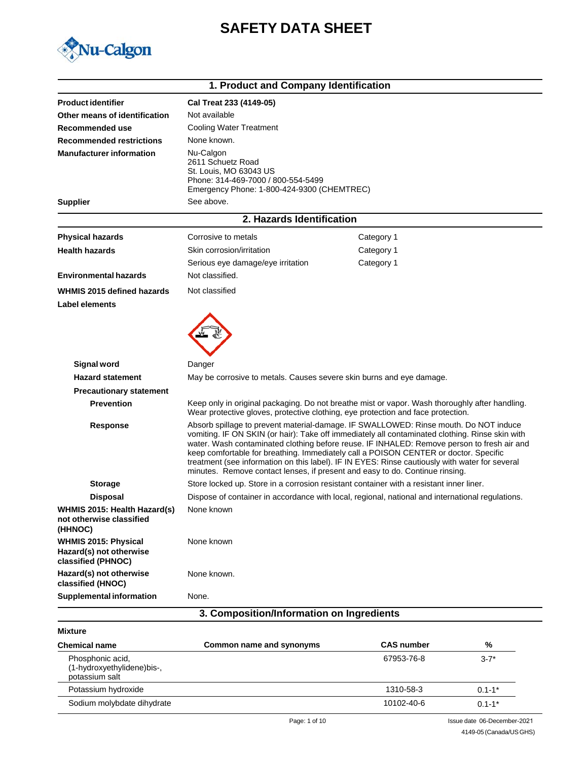# SAFETY DATA SHEET

Nu-Calgon

## 1. Product and Company Identification

| | |
|---|---|
| **Product identifier** | **Cal Treat 233 (4149-05)** |
| **Other means of identification** | Not available |
| **Recommended use** | Cooling Water Treatment |
| **Recommended restrictions** | None known. |
| **Manufacturer information** | Nu-Calgon<br>2611 Schuetz Road<br>St. Louis, MO 63043 US<br>Phone: 314-469-7000 / 800-554-5499<br>Emergency Phone: 1-800-424-9300 (CHEMTREC) |
| **Supplier** | See above. |

## 2. Hazards Identification

| | | |
|---|---|---|
| **Physical hazards** | Corrosive to metals | Category 1 |
| **Health hazards** | Skin corrosion/irritation | Category 1 |
| | Serious eye damage/eye irritation | Category 1 |
| **Environmental hazards** | Not classified. | |
| **WHMIS 2015 defined hazards** | Not classified | |

**Label elements**

**Signal word** Danger

**Hazard statement** May be corrosive to metals. Causes severe skin burns and eye damage.

**Precautionary statement**

**Prevention** Keep only in original packaging. Do not breathe mist or vapor. Wash thoroughly after handling. Wear protective gloves, protective clothing, eye protection and face protection.

**Response** Absorb spillage to prevent material-damage. IF SWALLOWED: Rinse mouth. Do NOT induce vomiting. IF ON SKIN (or hair): Take off immediately all contaminated clothing. Rinse skin with water. Wash contaminated clothing before reuse. IF INHALED: Remove person to fresh air and keep comfortable for breathing. Immediately call a POISON CENTER or doctor. Specific treatment (see information on this label). IF IN EYES: Rinse cautiously with water for several minutes. Remove contact lenses, if present and easy to do. Continue rinsing.

**Storage** Store locked up. Store in a corrosion resistant container with a resistant inner liner.

**Disposal** Dispose of container in accordance with local, regional, national and international regulations.

**WHMIS 2015: Health Hazard(s) not otherwise classified (HHNOC)** None known

**WHMIS 2015: Physical Hazard(s) not otherwise classified (PHNOC)** None known

**Hazard(s) not otherwise classified (HNOC)** None known.

**Supplemental information** None.

## 3. Composition/Information on Ingredients

**Mixture**

| Chemical name | Common name and synonyms | CAS number | % |
|---|---|---|---|
| Phosphonic acid, (1-hydroxyethylidene)bis-, potassium salt | | 67953-76-8 | 3-7* |
| Potassium hydroxide | | 1310-58-3 | 0.1-1* |
| Sodium molybdate dihydrate | | 10102-40-6 | 0.1-1* |

Issue date 06-December-2021

4149-05 (Canada/US GHS)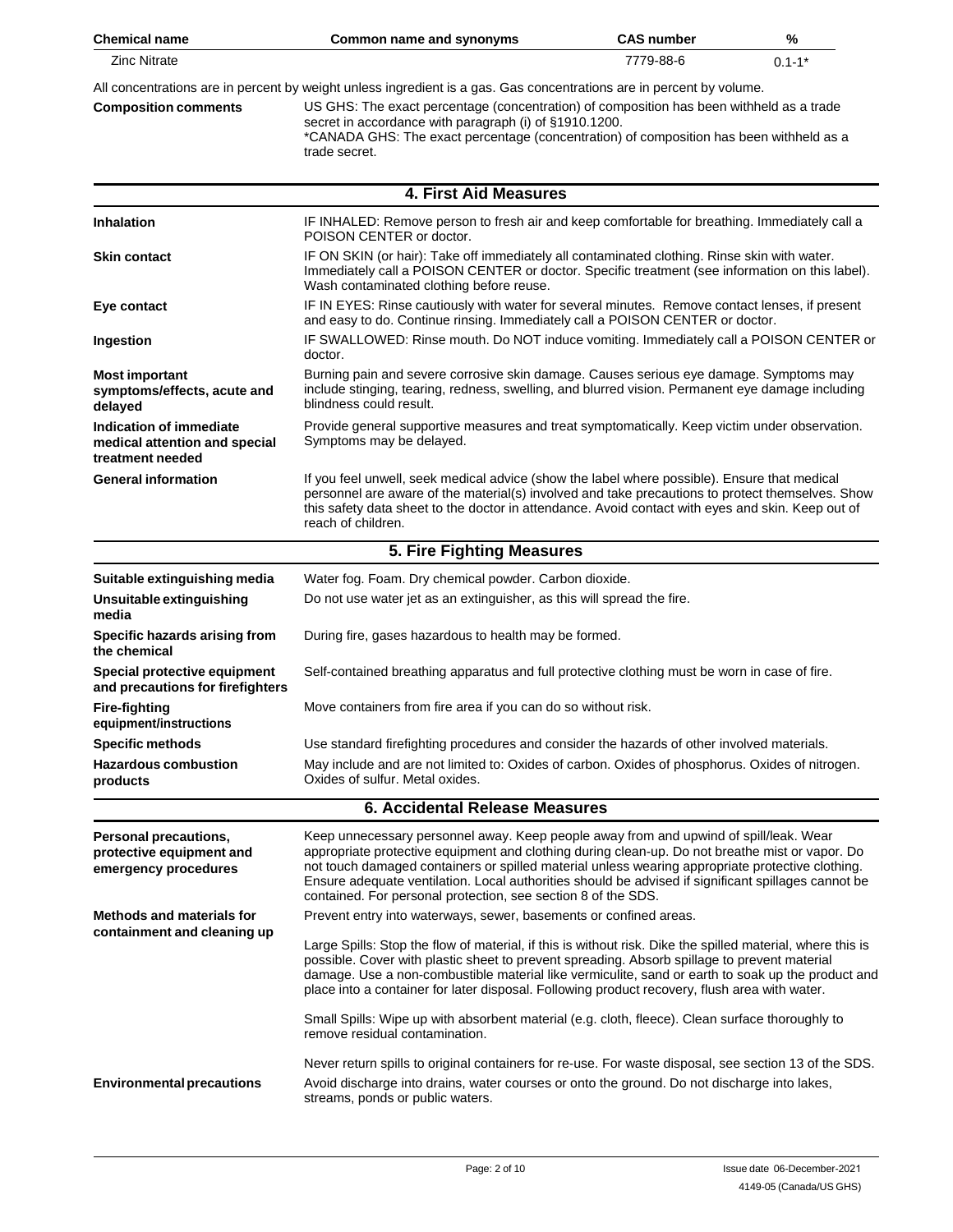| Chemical name | Common name and synonyms | CAS number | % |
| --- | --- | --- | --- |
| Zinc Nitrate | | 7779-88-6 | 0.1-1* |

All concentrations are in percent by weight unless ingredient is a gas. Gas concentrations are in percent by volume.

| | |
| --- | --- |
| **Composition comments** | US GHS: The exact percentage (concentration) of composition has been withheld as a trade secret in accordance with paragraph (i) of §1910.1200. *CANADA GHS: The exact percentage (concentration) of composition has been withheld as a trade secret. |

## 4. First Aid Measures

| | |
| --- | --- |
| **Inhalation** | IF INHALED: Remove person to fresh air and keep comfortable for breathing. Immediately call a POISON CENTER or doctor. |
| **Skin contact** | IF ON SKIN (or hair): Take off immediately all contaminated clothing. Rinse skin with water. Immediately call a POISON CENTER or doctor. Specific treatment (see information on this label). Wash contaminated clothing before reuse. |
| **Eye contact** | IF IN EYES: Rinse cautiously with water for several minutes. Remove contact lenses, if present and easy to do. Continue rinsing. Immediately call a POISON CENTER or doctor. |
| **Ingestion** | IF SWALLOWED: Rinse mouth. Do NOT induce vomiting. Immediately call a POISON CENTER or doctor. |
| **Most important symptoms/effects, acute and delayed** | Burning pain and severe corrosive skin damage. Causes serious eye damage. Symptoms may include stinging, tearing, redness, swelling, and blurred vision. Permanent eye damage including blindness could result. |
| **Indication of immediate medical attention and special treatment needed** | Provide general supportive measures and treat symptomatically. Keep victim under observation. Symptoms may be delayed. |
| **General information** | If you feel unwell, seek medical advice (show the label where possible). Ensure that medical personnel are aware of the material(s) involved and take precautions to protect themselves. Show this safety data sheet to the doctor in attendance. Avoid contact with eyes and skin. Keep out of reach of children. |

## 5. Fire Fighting Measures

| | |
| --- | --- |
| **Suitable extinguishing media** | Water fog. Foam. Dry chemical powder. Carbon dioxide. |
| **Unsuitable extinguishing media** | Do not use water jet as an extinguisher, as this will spread the fire. |
| **Specific hazards arising from the chemical** | During fire, gases hazardous to health may be formed. |
| **Special protective equipment and precautions for firefighters** | Self-contained breathing apparatus and full protective clothing must be worn in case of fire. |
| **Fire-fighting equipment/instructions** | Move containers from fire area if you can do so without risk. |
| **Specific methods** | Use standard firefighting procedures and consider the hazards of other involved materials. |
| **Hazardous combustion products** | May include and are not limited to: Oxides of carbon. Oxides of phosphorus. Oxides of nitrogen. Oxides of sulfur. Metal oxides. |

## 6. Accidental Release Measures

| | |
| --- | --- |
| **Personal precautions, protective equipment and emergency procedures** | Keep unnecessary personnel away. Keep people away from and upwind of spill/leak. Wear appropriate protective equipment and clothing during clean-up. Do not breathe mist or vapor. Do not touch damaged containers or spilled material unless wearing appropriate protective clothing. Ensure adequate ventilation. Local authorities should be advised if significant spillages cannot be contained. For personal protection, see section 8 of the SDS. |
| **Methods and materials for containment and cleaning up** | Prevent entry into waterways, sewer, basements or confined areas.<br><br>Large Spills: Stop the flow of material, if this is without risk. Dike the spilled material, where this is possible. Cover with plastic sheet to prevent spreading. Absorb spillage to prevent material damage. Use a non-combustible material like vermiculite, sand or earth to soak up the product and place into a container for later disposal. Following product recovery, flush area with water.<br><br>Small Spills: Wipe up with absorbent material (e.g. cloth, fleece). Clean surface thoroughly to remove residual contamination.<br><br>Never return spills to original containers for re-use. For waste disposal, see section 13 of the SDS. |
| **Environmental precautions** | Avoid discharge into drains, water courses or onto the ground. Do not discharge into lakes, streams, ponds or public waters. |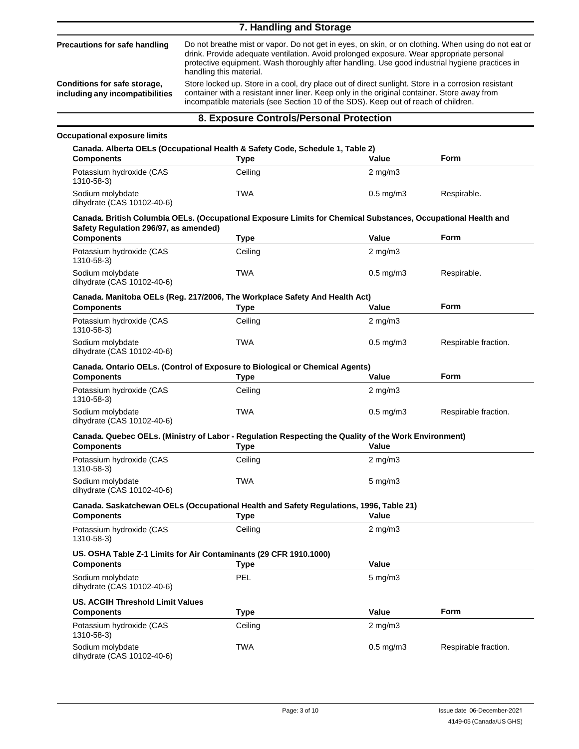## 7. Handling and Storage

**Precautions for safe handling**

Do not breathe mist or vapor. Do not get in eyes, on skin, or on clothing. When using do not eat or drink. Provide adequate ventilation. Avoid prolonged exposure. Wear appropriate personal protective equipment. Wash thoroughly after handling. Use good industrial hygiene practices in handling this material.

**Conditions for safe storage, including any incompatibilities**

Store locked up. Store in a cool, dry place out of direct sunlight. Store in a corrosion resistant container with a resistant inner liner. Keep only in the original container. Store away from incompatible materials (see Section 10 of the SDS). Keep out of reach of children.

## 8. Exposure Controls/Personal Protection

**Occupational exposure limits**

**Canada. Alberta OELs (Occupational Health & Safety Code, Schedule 1, Table 2)**

| Components | Type | Value | Form |
|---|---|---|---|
| Potassium hydroxide (CAS 1310-58-3) | Ceiling | 2 mg/m3 | |
| Sodium molybdate dihydrate (CAS 10102-40-6) | TWA | 0.5 mg/m3 | Respirable. |

**Canada. British Columbia OELs. (Occupational Exposure Limits for Chemical Substances, Occupational Health and Safety Regulation 296/97, as amended)**

| Components | Type | Value | Form |
|---|---|---|---|
| Potassium hydroxide (CAS 1310-58-3) | Ceiling | 2 mg/m3 | |
| Sodium molybdate dihydrate (CAS 10102-40-6) | TWA | 0.5 mg/m3 | Respirable. |

**Canada. Manitoba OELs (Reg. 217/2006, The Workplace Safety And Health Act)**

| Components | Type | Value | Form |
|---|---|---|---|
| Potassium hydroxide (CAS 1310-58-3) | Ceiling | 2 mg/m3 | |
| Sodium molybdate dihydrate (CAS 10102-40-6) | TWA | 0.5 mg/m3 | Respirable fraction. |

**Canada. Ontario OELs. (Control of Exposure to Biological or Chemical Agents)**

| Components | Type | Value | Form |
|---|---|---|---|
| Potassium hydroxide (CAS 1310-58-3) | Ceiling | 2 mg/m3 | |
| Sodium molybdate dihydrate (CAS 10102-40-6) | TWA | 0.5 mg/m3 | Respirable fraction. |

**Canada. Quebec OELs. (Ministry of Labor - Regulation Respecting the Quality of the Work Environment)**

| Components | Type | Value |
|---|---|---|
| Potassium hydroxide (CAS 1310-58-3) | Ceiling | 2 mg/m3 |
| Sodium molybdate dihydrate (CAS 10102-40-6) | TWA | 5 mg/m3 |

**Canada. Saskatchewan OELs (Occupational Health and Safety Regulations, 1996, Table 21)**

| Components | Type | Value |
|---|---|---|
| Potassium hydroxide (CAS 1310-58-3) | Ceiling | 2 mg/m3 |

**US. OSHA Table Z-1 Limits for Air Contaminants (29 CFR 1910.1000)**

| Components | Type | Value |
|---|---|---|
| Sodium molybdate dihydrate (CAS 10102-40-6) | PEL | 5 mg/m3 |

**US. ACGIH Threshold Limit Values**

| Components | Type | Value | Form |
|---|---|---|---|
| Potassium hydroxide (CAS 1310-58-3) | Ceiling | 2 mg/m3 | |
| Sodium molybdate dihydrate (CAS 10102-40-6) | TWA | 0.5 mg/m3 | Respirable fraction. |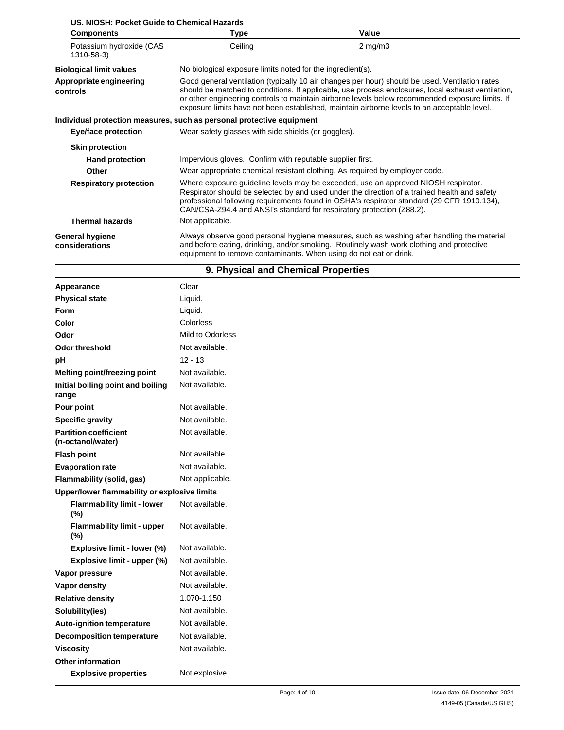**US. NIOSH: Pocket Guide to Chemical Hazards**

| Components | Type | Value |
|---|---|---|
| Potassium hydroxide (CAS 1310-58-3) | Ceiling | 2 mg/m3 |

| | |
|---|---|
| **Biological limit values** | No biological exposure limits noted for the ingredient(s). |
| **Appropriate engineering controls** | Good general ventilation (typically 10 air changes per hour) should be used. Ventilation rates should be matched to conditions. If applicable, use process enclosures, local exhaust ventilation, or other engineering controls to maintain airborne levels below recommended exposure limits. If exposure limits have not been established, maintain airborne levels to an acceptable level. |

**Individual protection measures, such as personal protective equipment**

| | |
|---|---|
| **Eye/face protection** | Wear safety glasses with side shields (or goggles). |
| **Skin protection** | |
| **Hand protection** | Impervious gloves. Confirm with reputable supplier first. |
| **Other** | Wear appropriate chemical resistant clothing. As required by employer code. |
| **Respiratory protection** | Where exposure guideline levels may be exceeded, use an approved NIOSH respirator. Respirator should be selected by and used under the direction of a trained health and safety professional following requirements found in OSHA's respirator standard (29 CFR 1910.134), CAN/CSA-Z94.4 and ANSI's standard for respiratory protection (Z88.2). |
| **Thermal hazards** | Not applicable. |
| **General hygiene considerations** | Always observe good personal hygiene measures, such as washing after handling the material and before eating, drinking, and/or smoking. Routinely wash work clothing and protective equipment to remove contaminants. When using do not eat or drink. |

## 9. Physical and Chemical Properties

| | |
|---|---|
| **Appearance** | Clear |
| **Physical state** | Liquid. |
| **Form** | Liquid. |
| **Color** | Colorless |
| **Odor** | Mild to Odorless |
| **Odor threshold** | Not available. |
| **pH** | 12 - 13 |
| **Melting point/freezing point** | Not available. |
| **Initial boiling point and boiling range** | Not available. |
| **Pour point** | Not available. |
| **Specific gravity** | Not available. |
| **Partition coefficient (n-octanol/water)** | Not available. |
| **Flash point** | Not available. |
| **Evaporation rate** | Not available. |
| **Flammability (solid, gas)** | Not applicable. |
| **Upper/lower flammability or explosive limits** | |
| **Flammability limit - lower (%)** | Not available. |
| **Flammability limit - upper (%)** | Not available. |
| **Explosive limit - lower (%)** | Not available. |
| **Explosive limit - upper (%)** | Not available. |
| **Vapor pressure** | Not available. |
| **Vapor density** | Not available. |
| **Relative density** | 1.070-1.150 |
| **Solubility(ies)** | Not available. |
| **Auto-ignition temperature** | Not available. |
| **Decomposition temperature** | Not available. |
| **Viscosity** | Not available. |
| **Other information** | |
| **Explosive properties** | Not explosive. |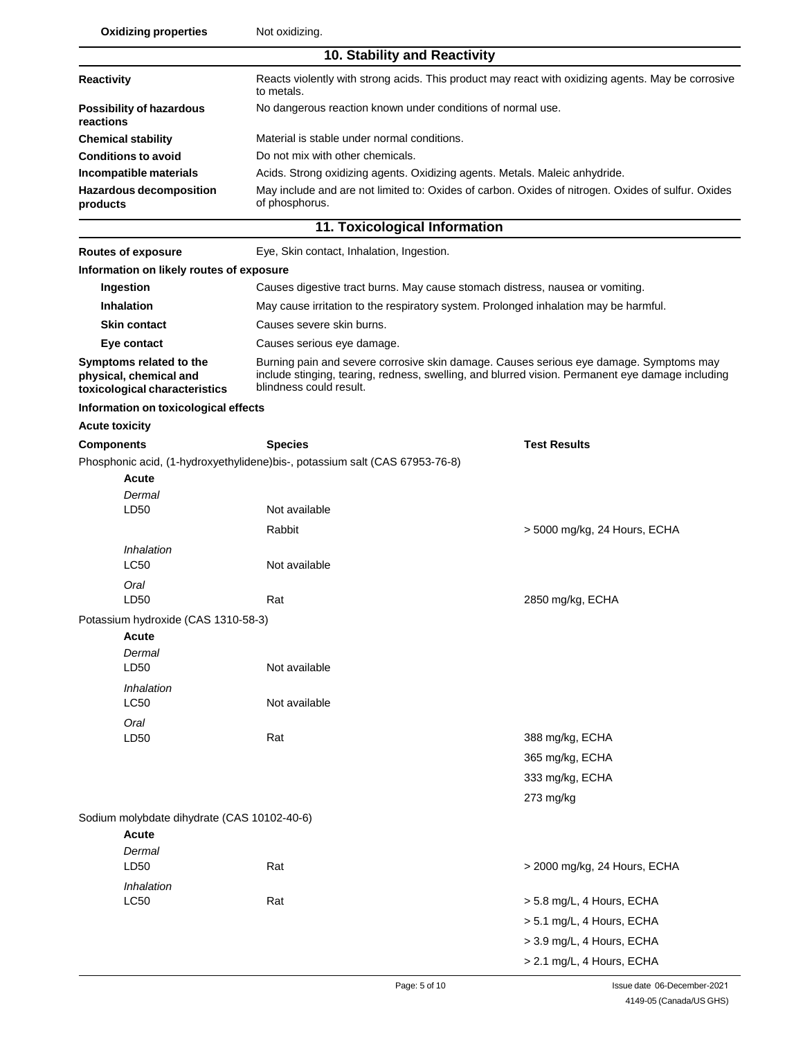| | |
|---|---|
| **Oxidizing properties** | Not oxidizing. |

## 10. Stability and Reactivity

| | |
|---|---|
| **Reactivity** | Reacts violently with strong acids. This product may react with oxidizing agents. May be corrosive to metals. |
| **Possibility of hazardous reactions** | No dangerous reaction known under conditions of normal use. |
| **Chemical stability** | Material is stable under normal conditions. |
| **Conditions to avoid** | Do not mix with other chemicals. |
| **Incompatible materials** | Acids. Strong oxidizing agents. Oxidizing agents. Metals. Maleic anhydride. |
| **Hazardous decomposition products** | May include and are not limited to: Oxides of carbon. Oxides of nitrogen. Oxides of sulfur. Oxides of phosphorus. |

## 11. Toxicological Information

| | |
|---|---|
| **Routes of exposure** | Eye, Skin contact, Inhalation, Ingestion. |

**Information on likely routes of exposure**

| | |
|---|---|
| **Ingestion** | Causes digestive tract burns. May cause stomach distress, nausea or vomiting. |
| **Inhalation** | May cause irritation to the respiratory system. Prolonged inhalation may be harmful. |
| **Skin contact** | Causes severe skin burns. |
| **Eye contact** | Causes serious eye damage. |
| **Symptoms related to the physical, chemical and toxicological characteristics** | Burning pain and severe corrosive skin damage. Causes serious eye damage. Symptoms may include stinging, tearing, redness, swelling, and blurred vision. Permanent eye damage including blindness could result. |

**Information on toxicological effects**

**Acute toxicity**

| Components | Species | Test Results |
|---|---|---|
| Phosphonic acid, (1-hydroxyethylidene)bis-, potassium salt (CAS 67953-76-8) | | |
| **Acute** | | |
| *Dermal* | | |
| LD50 | Not available | |
| | Rabbit | > 5000 mg/kg, 24 Hours, ECHA |
| *Inhalation* | | |
| LC50 | Not available | |
| *Oral* | | |
| LD50 | Rat | 2850 mg/kg, ECHA |
| Potassium hydroxide (CAS 1310-58-3) | | |
| **Acute** | | |
| *Dermal* | | |
| LD50 | Not available | |
| *Inhalation* | | |
| LC50 | Not available | |
| *Oral* | | |
| LD50 | Rat | 388 mg/kg, ECHA |
| | | 365 mg/kg, ECHA |
| | | 333 mg/kg, ECHA |
| | | 273 mg/kg |
| Sodium molybdate dihydrate (CAS 10102-40-6) | | |
| **Acute** | | |
| *Dermal* | | |
| LD50 | Rat | > 2000 mg/kg, 24 Hours, ECHA |
| *Inhalation* | | |
| LC50 | Rat | > 5.8 mg/L, 4 Hours, ECHA |
| | | > 5.1 mg/L, 4 Hours, ECHA |
| | | > 3.9 mg/L, 4 Hours, ECHA |
| | | > 2.1 mg/L, 4 Hours, ECHA |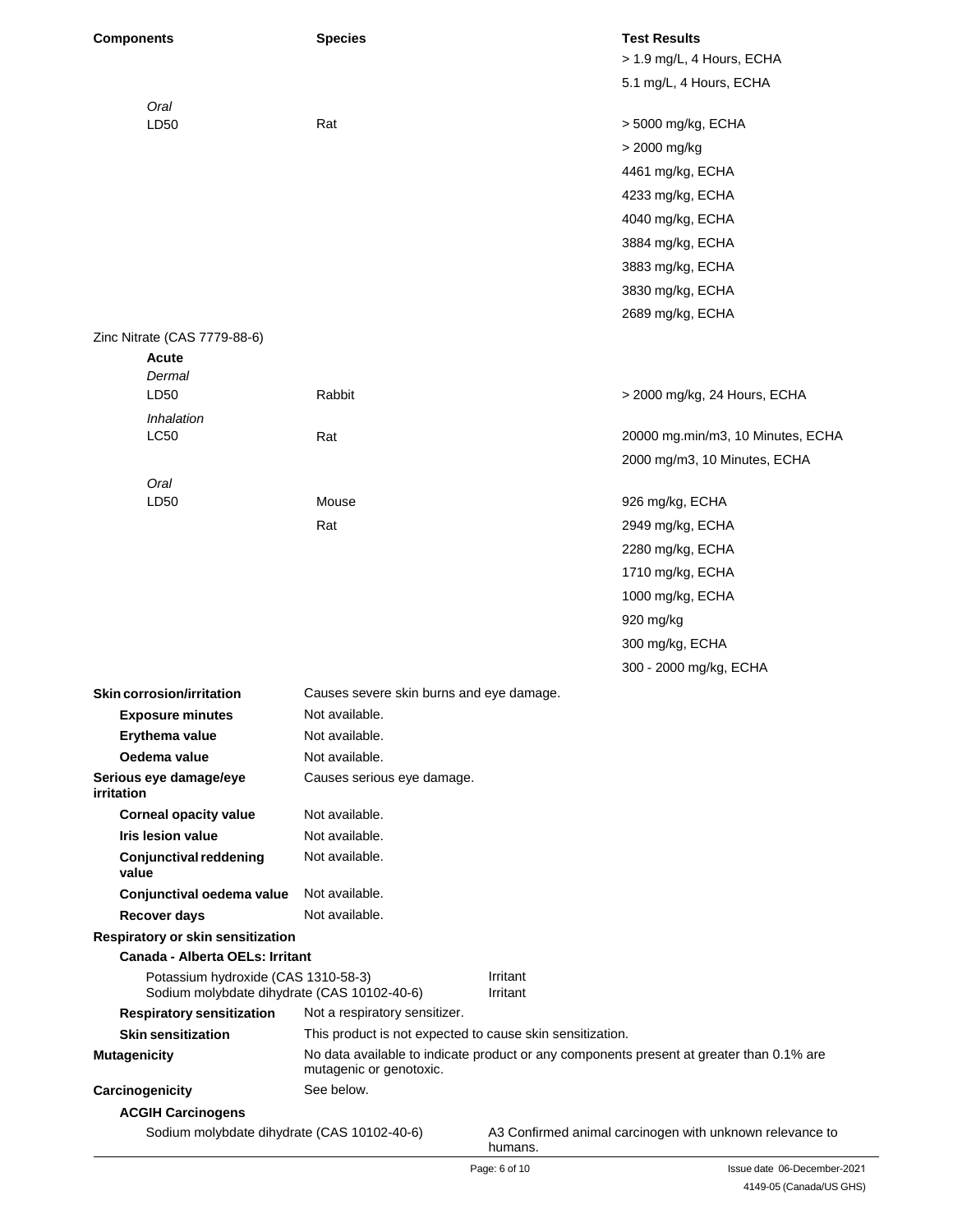| Components | Species | Test Results |
|---|---|---|
| | | > 1.9 mg/L, 4 Hours, ECHA |
| | | 5.1 mg/L, 4 Hours, ECHA |
| *Oral* | | |
| LD50 | Rat | > 5000 mg/kg, ECHA |
| | | > 2000 mg/kg |
| | | 4461 mg/kg, ECHA |
| | | 4233 mg/kg, ECHA |
| | | 4040 mg/kg, ECHA |
| | | 3884 mg/kg, ECHA |
| | | 3883 mg/kg, ECHA |
| | | 3830 mg/kg, ECHA |
| | | 2689 mg/kg, ECHA |
| Zinc Nitrate (CAS 7779-88-6) | | |
| **Acute** | | |
| *Dermal* | | |
| LD50 | Rabbit | > 2000 mg/kg, 24 Hours, ECHA |
| *Inhalation* | | |
| LC50 | Rat | 20000 mg.min/m3, 10 Minutes, ECHA |
| | | 2000 mg/m3, 10 Minutes, ECHA |
| *Oral* | | |
| LD50 | Mouse | 926 mg/kg, ECHA |
| | Rat | 2949 mg/kg, ECHA |
| | | 2280 mg/kg, ECHA |
| | | 1710 mg/kg, ECHA |
| | | 1000 mg/kg, ECHA |
| | | 920 mg/kg |
| | | 300 mg/kg, ECHA |
| | | 300 - 2000 mg/kg, ECHA |

**Skin corrosion/irritation** Causes severe skin burns and eye damage.

**Exposure minutes** Not available.

**Erythema value** Not available.

**Oedema value** Not available.

**Serious eye damage/eye irritation** Causes serious eye damage.

**Corneal opacity value** Not available.

**Iris lesion value** Not available.

**Conjunctival reddening value** Not available.

**Conjunctival oedema value** Not available.

**Recover days** Not available.

**Respiratory or skin sensitization**

**Canada - Alberta OELs: Irritant**

| | |
|---|---|
| Potassium hydroxide (CAS 1310-58-3) | Irritant |
| Sodium molybdate dihydrate (CAS 10102-40-6) | Irritant |

**Respiratory sensitization** Not a respiratory sensitizer.

**Skin sensitization** This product is not expected to cause skin sensitization.

**Mutagenicity** No data available to indicate product or any components present at greater than 0.1% are mutagenic or genotoxic.

**Carcinogenicity** See below.

**ACGIH Carcinogens**

| | |
|---|---|
| Sodium molybdate dihydrate (CAS 10102-40-6) | A3 Confirmed animal carcinogen with unknown relevance to humans. |

Issue date 06-December-2021

4149-05 (Canada/US GHS)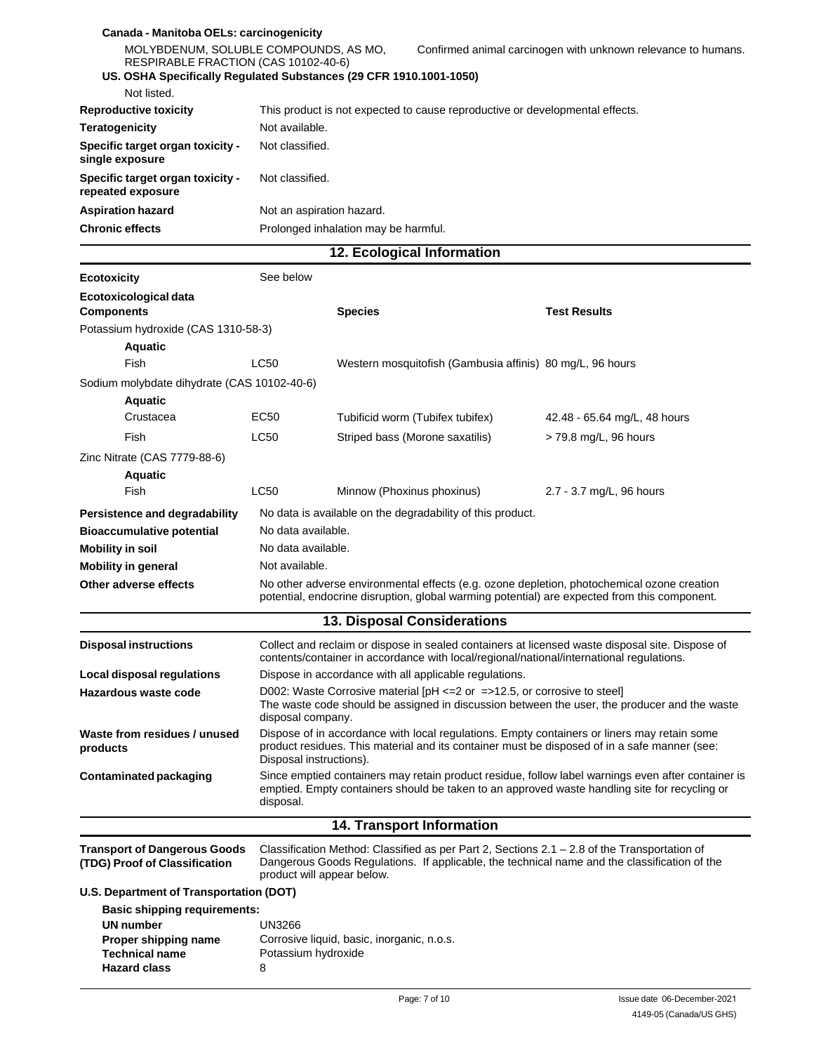**Canada - Manitoba OELs: carcinogenicity**

MOLYBDENUM, SOLUBLE COMPOUNDS, AS MO, RESPIRABLE FRACTION (CAS 10102-40-6) — Confirmed animal carcinogen with unknown relevance to humans.

**US. OSHA Specifically Regulated Substances (29 CFR 1910.1001-1050)**

Not listed.

| | |
|---|---|
| **Reproductive toxicity** | This product is not expected to cause reproductive or developmental effects. |
| **Teratogenicity** | Not available. |
| **Specific target organ toxicity - single exposure** | Not classified. |
| **Specific target organ toxicity - repeated exposure** | Not classified. |
| **Aspiration hazard** | Not an aspiration hazard. |
| **Chronic effects** | Prolonged inhalation may be harmful. |

## 12. Ecological Information

**Ecotoxicity** See below

**Ecotoxicological data**

| Components | | Species | Test Results |
|---|---|---|---|
| Potassium hydroxide (CAS 1310-58-3) | | | |
| **Aquatic** | | | |
| Fish | LC50 | Western mosquitofish (Gambusia affinis) | 80 mg/L, 96 hours |
| Sodium molybdate dihydrate (CAS 10102-40-6) | | | |
| **Aquatic** | | | |
| Crustacea | EC50 | Tubificid worm (Tubifex tubifex) | 42.48 - 65.64 mg/L, 48 hours |
| Fish | LC50 | Striped bass (Morone saxatilis) | > 79.8 mg/L, 96 hours |
| Zinc Nitrate (CAS 7779-88-6) | | | |
| **Aquatic** | | | |
| Fish | LC50 | Minnow (Phoxinus phoxinus) | 2.7 - 3.7 mg/L, 96 hours |

| | |
|---|---|
| **Persistence and degradability** | No data is available on the degradability of this product. |
| **Bioaccumulative potential** | No data available. |
| **Mobility in soil** | No data available. |
| **Mobility in general** | Not available. |
| **Other adverse effects** | No other adverse environmental effects (e.g. ozone depletion, photochemical ozone creation potential, endocrine disruption, global warming potential) are expected from this component. |

## 13. Disposal Considerations

| | |
|---|---|
| **Disposal instructions** | Collect and reclaim or dispose in sealed containers at licensed waste disposal site. Dispose of contents/container in accordance with local/regional/national/international regulations. |
| **Local disposal regulations** | Dispose in accordance with all applicable regulations. |
| **Hazardous waste code** | D002: Waste Corrosive material [pH <=2 or =>12.5, or corrosive to steel] The waste code should be assigned in discussion between the user, the producer and the waste disposal company. |
| **Waste from residues / unused products** | Dispose of in accordance with local regulations. Empty containers or liners may retain some product residues. This material and its container must be disposed of in a safe manner (see: Disposal instructions). |
| **Contaminated packaging** | Since emptied containers may retain product residue, follow label warnings even after container is emptied. Empty containers should be taken to an approved waste handling site for recycling or disposal. |

## 14. Transport Information

**Transport of Dangerous Goods (TDG) Proof of Classification** — Classification Method: Classified as per Part 2, Sections 2.1 – 2.8 of the Transportation of Dangerous Goods Regulations. If applicable, the technical name and the classification of the product will appear below.

**U.S. Department of Transportation (DOT)**

**Basic shipping requirements:**

| | |
|---|---|
| **UN number** | UN3266 |
| **Proper shipping name** | Corrosive liquid, basic, inorganic, n.o.s. |
| **Technical name** | Potassium hydroxide |
| **Hazard class** | 8 |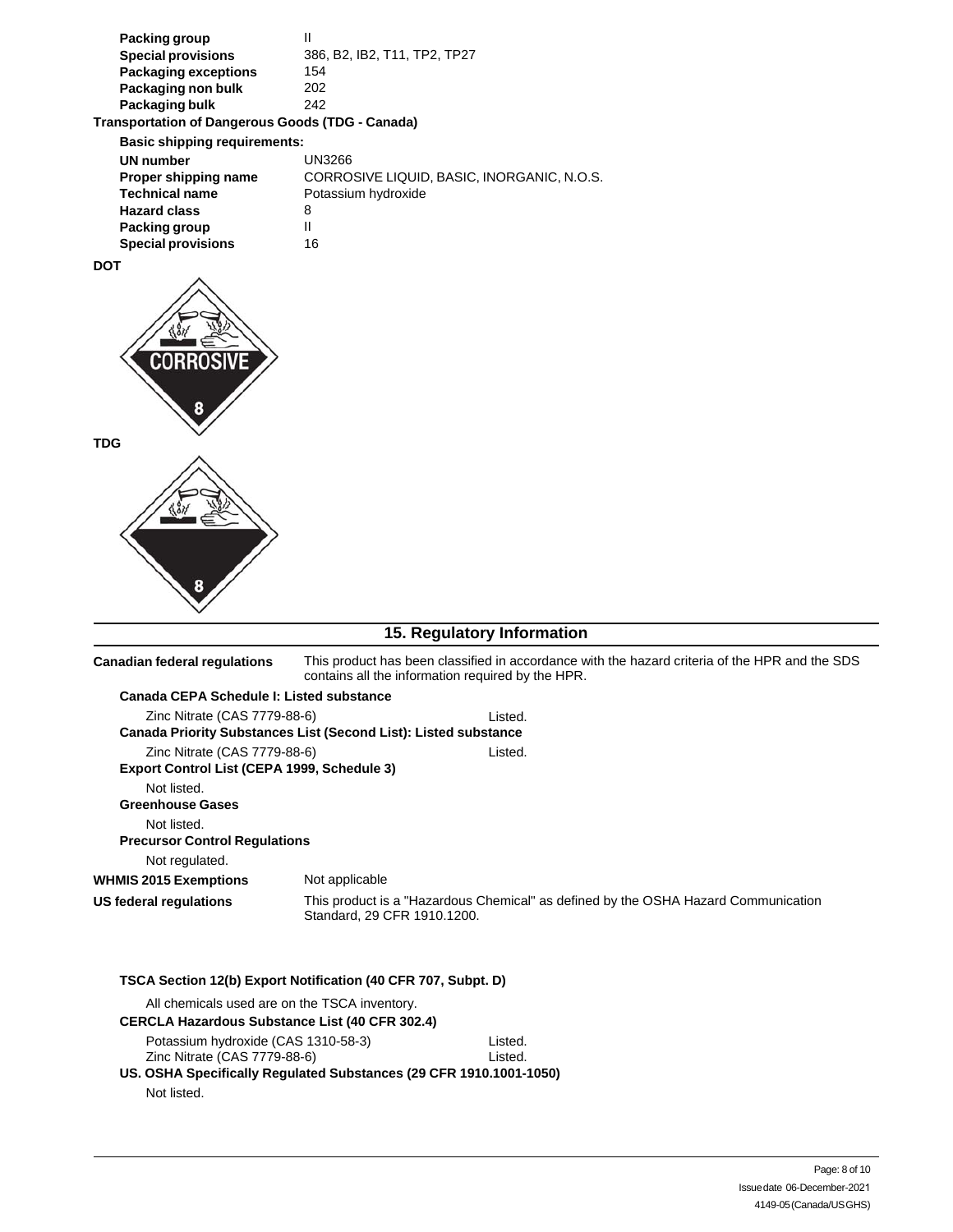| | |
|---|---|
| **Packing group** | II |
| **Special provisions** | 386, B2, IB2, T11, TP2, TP27 |
| **Packaging exceptions** | 154 |
| **Packaging non bulk** | 202 |
| **Packaging bulk** | 242 |

**Transportation of Dangerous Goods (TDG - Canada)**

**Basic shipping requirements:**

| | |
|---|---|
| **UN number** | UN3266 |
| **Proper shipping name** | CORROSIVE LIQUID, BASIC, INORGANIC, N.O.S. |
| **Technical name** | Potassium hydroxide |
| **Hazard class** | 8 |
| **Packing group** | II |
| **Special provisions** | 16 |

**DOT**

CORROSIVE 8

**TDG**

8

## 15. Regulatory Information

**Canadian federal regulations** This product has been classified in accordance with the hazard criteria of the HPR and the SDS contains all the information required by the HPR.

**Canada CEPA Schedule I: Listed substance**

| | |
|---|---|
| Zinc Nitrate (CAS 7779-88-6) | Listed. |

**Canada Priority Substances List (Second List): Listed substance**

| | |
|---|---|
| Zinc Nitrate (CAS 7779-88-6) | Listed. |

**Export Control List (CEPA 1999, Schedule 3)**

Not listed.

**Greenhouse Gases**

Not listed.

**Precursor Control Regulations**

Not regulated.

**WHMIS 2015 Exemptions** Not applicable

**US federal regulations** This product is a "Hazardous Chemical" as defined by the OSHA Hazard Communication Standard, 29 CFR 1910.1200.

**TSCA Section 12(b) Export Notification (40 CFR 707, Subpt. D)**

All chemicals used are on the TSCA inventory.

**CERCLA Hazardous Substance List (40 CFR 302.4)**

| | |
|---|---|
| Potassium hydroxide (CAS 1310-58-3) | Listed. |
| Zinc Nitrate (CAS 7779-88-6) | Listed. |

**US. OSHA Specifically Regulated Substances (29 CFR 1910.1001-1050)**

Not listed.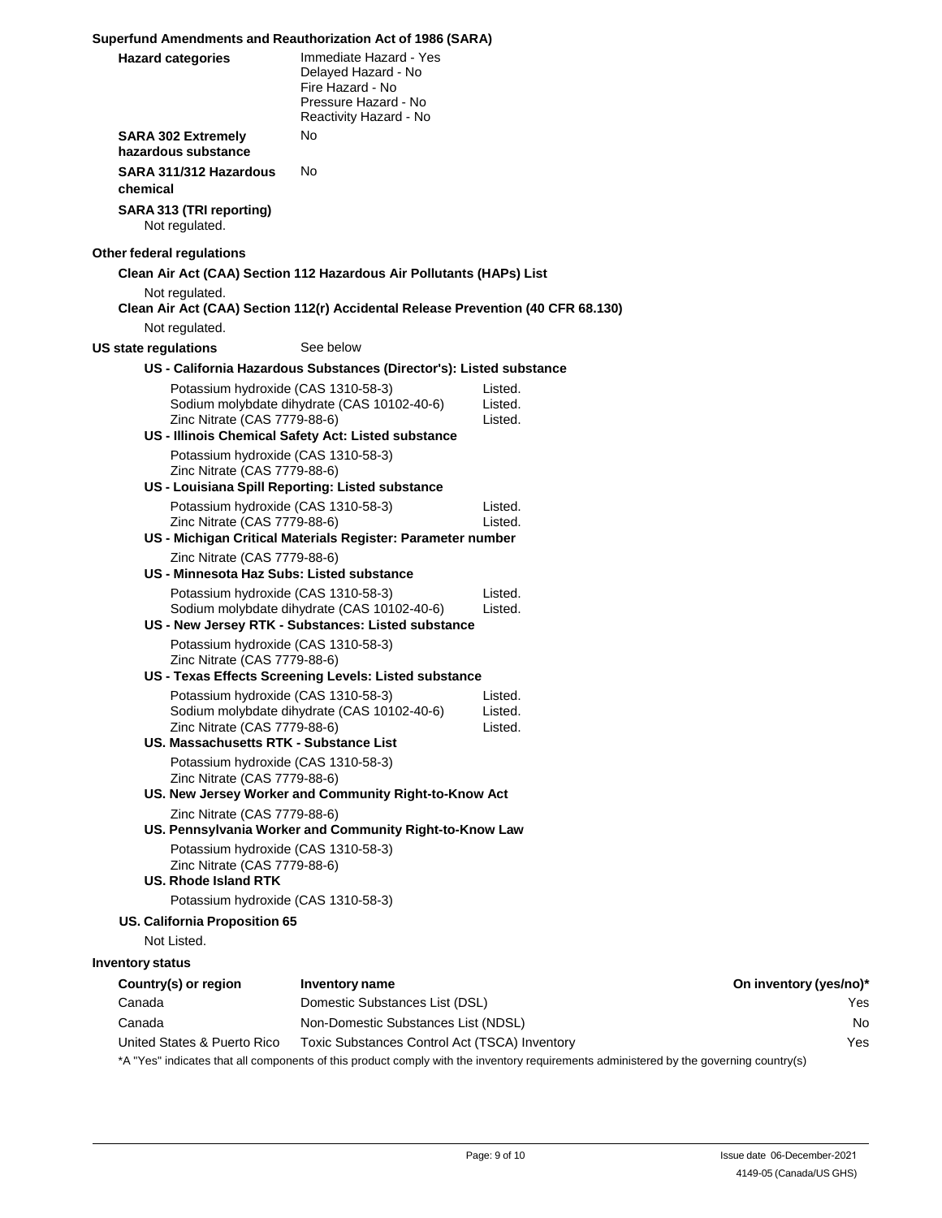**Superfund Amendments and Reauthorization Act of 1986 (SARA)**

**Hazard categories**
Immediate Hazard - Yes
Delayed Hazard - No
Fire Hazard - No
Pressure Hazard - No
Reactivity Hazard - No

**SARA 302 Extremely hazardous substance** No

**SARA 311/312 Hazardous chemical** No

**SARA 313 (TRI reporting)**
Not regulated.

**Other federal regulations**

**Clean Air Act (CAA) Section 112 Hazardous Air Pollutants (HAPs) List**

Not regulated.

**Clean Air Act (CAA) Section 112(r) Accidental Release Prevention (40 CFR 68.130)**

Not regulated.

**US state regulations** See below

**US - California Hazardous Substances (Director's): Listed substance**

| | |
|---|---|
| Potassium hydroxide (CAS 1310-58-3) | Listed. |
| Sodium molybdate dihydrate (CAS 10102-40-6) | Listed. |
| Zinc Nitrate (CAS 7779-88-6) | Listed. |

**US - Illinois Chemical Safety Act: Listed substance**

Potassium hydroxide (CAS 1310-58-3)
Zinc Nitrate (CAS 7779-88-6)

**US - Louisiana Spill Reporting: Listed substance**

| | |
|---|---|
| Potassium hydroxide (CAS 1310-58-3) | Listed. |
| Zinc Nitrate (CAS 7779-88-6) | Listed. |

**US - Michigan Critical Materials Register: Parameter number**

Zinc Nitrate (CAS 7779-88-6)

**US - Minnesota Haz Subs: Listed substance**

| | |
|---|---|
| Potassium hydroxide (CAS 1310-58-3) | Listed. |
| Sodium molybdate dihydrate (CAS 10102-40-6) | Listed. |

**US - New Jersey RTK - Substances: Listed substance**

Potassium hydroxide (CAS 1310-58-3)
Zinc Nitrate (CAS 7779-88-6)

**US - Texas Effects Screening Levels: Listed substance**

| | |
|---|---|
| Potassium hydroxide (CAS 1310-58-3) | Listed. |
| Sodium molybdate dihydrate (CAS 10102-40-6) | Listed. |
| Zinc Nitrate (CAS 7779-88-6) | Listed. |

**US. Massachusetts RTK - Substance List**

Potassium hydroxide (CAS 1310-58-3)
Zinc Nitrate (CAS 7779-88-6)

**US. New Jersey Worker and Community Right-to-Know Act**

Zinc Nitrate (CAS 7779-88-6)

**US. Pennsylvania Worker and Community Right-to-Know Law**

Potassium hydroxide (CAS 1310-58-3)
Zinc Nitrate (CAS 7779-88-6)

**US. Rhode Island RTK**

Potassium hydroxide (CAS 1310-58-3)

**US. California Proposition 65**

Not Listed.

**Inventory status**

| Country(s) or region | Inventory name | On inventory (yes/no)* |
|---|---|---|
| Canada | Domestic Substances List (DSL) | Yes |
| Canada | Non-Domestic Substances List (NDSL) | No |
| United States & Puerto Rico | Toxic Substances Control Act (TSCA) Inventory | Yes |

*A "Yes" indicates that all components of this product comply with the inventory requirements administered by the governing country(s)

Issue date 06-December-2021
4149-05 (Canada/US GHS)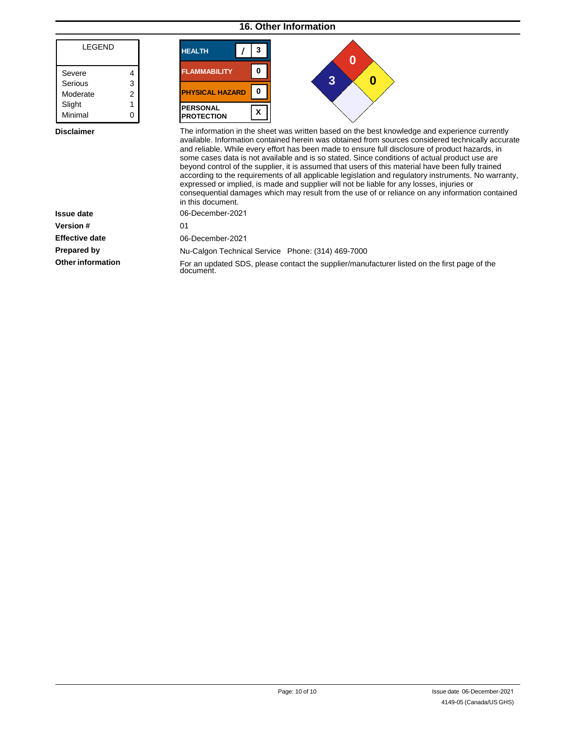## 16. Other Information

| LEGEND | |
|---|---|
| Severe | 4 |
| Serious | 3 |
| Moderate | 2 |
| Slight | 1 |
| Minimal | 0 |

| | |
|---|---|
| HEALTH | / 3 |
| FLAMMABILITY | 0 |
| PHYSICAL HAZARD | 0 |
| PERSONAL PROTECTION | X |

0

3

0

**Disclaimer**

The information in the sheet was written based on the best knowledge and experience currently available. Information contained herein was obtained from sources considered technically accurate and reliable. While every effort has been made to ensure full disclosure of product hazards, in some cases data is not available and is so stated. Since conditions of actual product use are beyond control of the supplier, it is assumed that users of this material have been fully trained according to the requirements of all applicable legislation and regulatory instruments. No warranty, expressed or implied, is made and supplier will not be liable for any losses, injuries or consequential damages which may result from the use of or reliance on any information contained in this document.

**Issue date** 06-December-2021

**Version #** 01

**Effective date** 06-December-2021

**Prepared by** Nu-Calgon Technical Service Phone: (314) 469-7000

**Other information** For an updated SDS, please contact the supplier/manufacturer listed on the first page of the document.